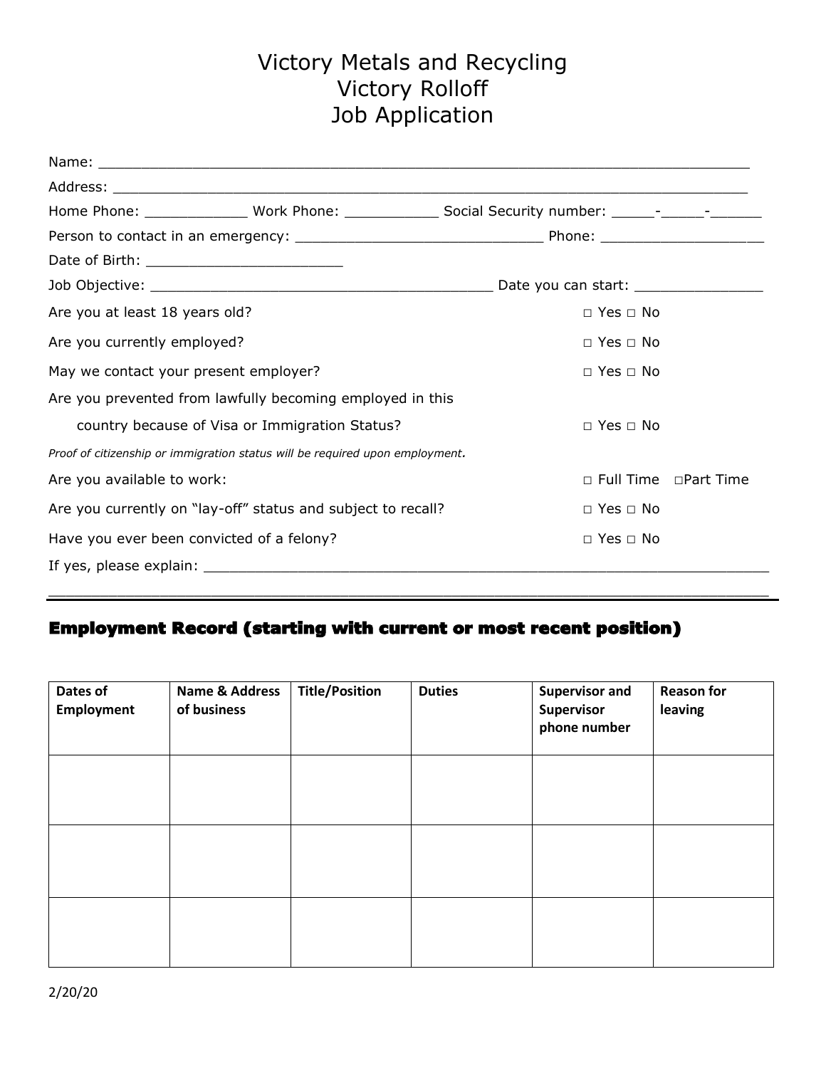# Victory Metals and Recycling
# Victory Rolloff
# Job Application

Name: ___________________________________________________________________________

Address: _________________________________________________________________________

Home Phone: ____________ Work Phone: ___________ Social Security number: _____-_____-______

Person to contact in an emergency: ______________________________ Phone: ___________________

Date of Birth: _______________________

Job Objective: _________________________________________ Date you can start: _______________

Are you at least 18 years old? □ Yes □ No

Are you currently employed? □ Yes □ No

May we contact your present employer? □ Yes □ No

Are you prevented from lawfully becoming employed in this country because of Visa or Immigration Status? □ Yes □ No

*Proof of citizenship or immigration status will be required upon employment.*

Are you available to work: □ Full Time □Part Time

Are you currently on "lay-off" status and subject to recall? □ Yes □ No

Have you ever been convicted of a felony? □ Yes □ No

If yes, please explain: _____________________________________________________________________

_____________________________________________________________________________________

## Employment Record (starting with current or most recent position)

| Dates of Employment | Name & Address of business | Title/Position | Duties | Supervisor and Supervisor phone number | Reason for leaving |
|---|---|---|---|---|---|
| | | | | | |
| | | | | | |
| | | | | | |

2/20/20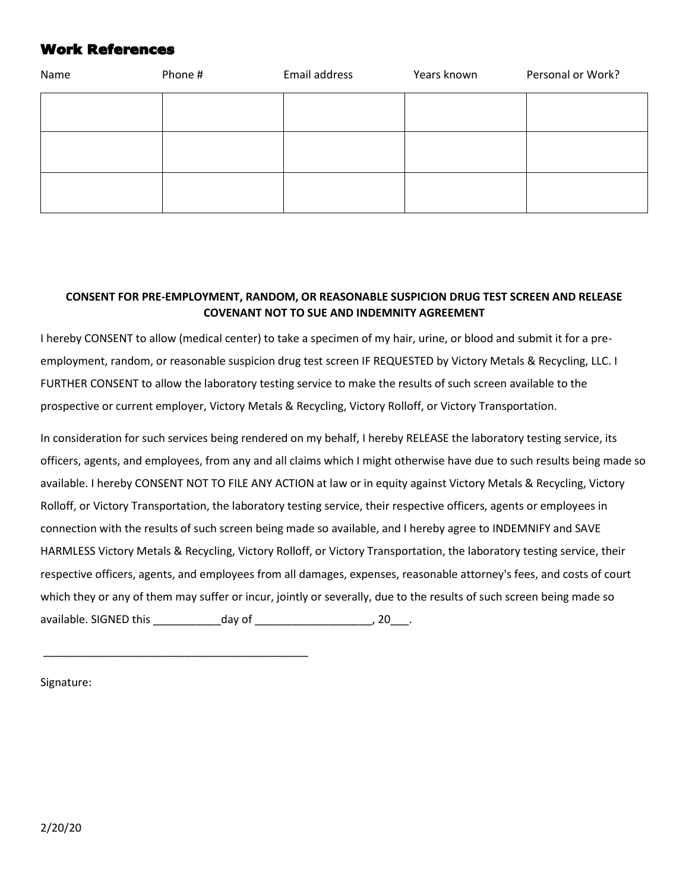## Work References

| Name | Phone # | Email address | Years known | Personal or Work? |
| --- | --- | --- | --- | --- |
| | | | | |
| | | | | |
| | | | | |

**CONSENT FOR PRE-EMPLOYMENT, RANDOM, OR REASONABLE SUSPICION DRUG TEST SCREEN AND RELEASE COVENANT NOT TO SUE AND INDEMNITY AGREEMENT**

I hereby CONSENT to allow (medical center) to take a specimen of my hair, urine, or blood and submit it for a pre-employment, random, or reasonable suspicion drug test screen IF REQUESTED by Victory Metals & Recycling, LLC. I FURTHER CONSENT to allow the laboratory testing service to make the results of such screen available to the prospective or current employer, Victory Metals & Recycling, Victory Rolloff, or Victory Transportation.

In consideration for such services being rendered on my behalf, I hereby RELEASE the laboratory testing service, its officers, agents, and employees, from any and all claims which I might otherwise have due to such results being made so available. I hereby CONSENT NOT TO FILE ANY ACTION at law or in equity against Victory Metals & Recycling, Victory Rolloff, or Victory Transportation, the laboratory testing service, their respective officers, agents or employees in connection with the results of such screen being made so available, and I hereby agree to INDEMNIFY and SAVE HARMLESS Victory Metals & Recycling, Victory Rolloff, or Victory Transportation, the laboratory testing service, their respective officers, agents, and employees from all damages, expenses, reasonable attorney's fees, and costs of court which they or any of them may suffer or incur, jointly or severally, due to the results of such screen being made so available. SIGNED this ___________day of ___________________, 20___.

_____________________________________________

Signature:

2/20/20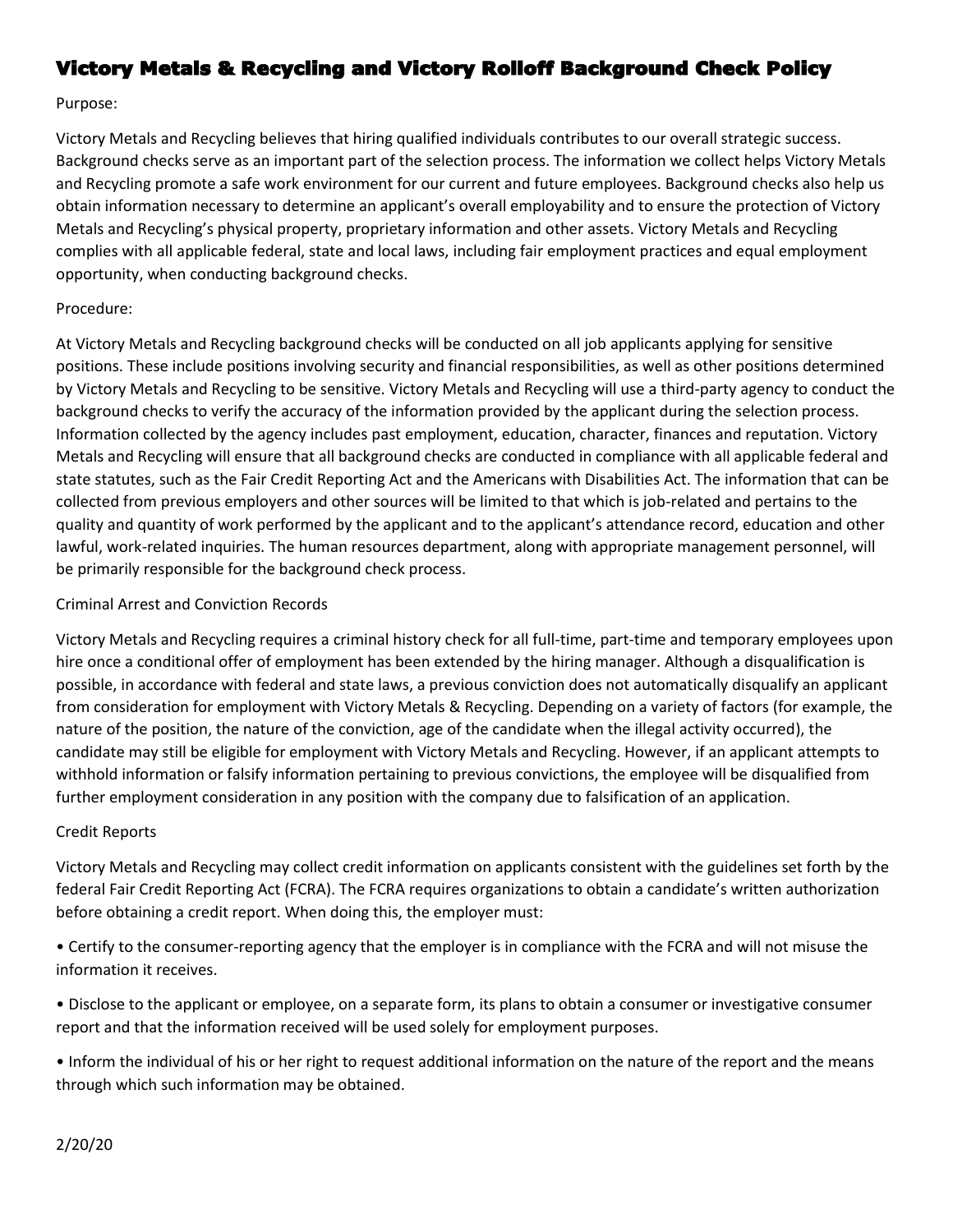# Victory Metals & Recycling and Victory Rolloff Background Check Policy

Purpose:

Victory Metals and Recycling believes that hiring qualified individuals contributes to our overall strategic success. Background checks serve as an important part of the selection process. The information we collect helps Victory Metals and Recycling promote a safe work environment for our current and future employees. Background checks also help us obtain information necessary to determine an applicant's overall employability and to ensure the protection of Victory Metals and Recycling's physical property, proprietary information and other assets. Victory Metals and Recycling complies with all applicable federal, state and local laws, including fair employment practices and equal employment opportunity, when conducting background checks.

Procedure:

At Victory Metals and Recycling background checks will be conducted on all job applicants applying for sensitive positions. These include positions involving security and financial responsibilities, as well as other positions determined by Victory Metals and Recycling to be sensitive. Victory Metals and Recycling will use a third-party agency to conduct the background checks to verify the accuracy of the information provided by the applicant during the selection process. Information collected by the agency includes past employment, education, character, finances and reputation. Victory Metals and Recycling will ensure that all background checks are conducted in compliance with all applicable federal and state statutes, such as the Fair Credit Reporting Act and the Americans with Disabilities Act. The information that can be collected from previous employers and other sources will be limited to that which is job-related and pertains to the quality and quantity of work performed by the applicant and to the applicant's attendance record, education and other lawful, work-related inquiries. The human resources department, along with appropriate management personnel, will be primarily responsible for the background check process.

Criminal Arrest and Conviction Records

Victory Metals and Recycling requires a criminal history check for all full-time, part-time and temporary employees upon hire once a conditional offer of employment has been extended by the hiring manager. Although a disqualification is possible, in accordance with federal and state laws, a previous conviction does not automatically disqualify an applicant from consideration for employment with Victory Metals & Recycling. Depending on a variety of factors (for example, the nature of the position, the nature of the conviction, age of the candidate when the illegal activity occurred), the candidate may still be eligible for employment with Victory Metals and Recycling. However, if an applicant attempts to withhold information or falsify information pertaining to previous convictions, the employee will be disqualified from further employment consideration in any position with the company due to falsification of an application.

Credit Reports

Victory Metals and Recycling may collect credit information on applicants consistent with the guidelines set forth by the federal Fair Credit Reporting Act (FCRA). The FCRA requires organizations to obtain a candidate's written authorization before obtaining a credit report. When doing this, the employer must:

- Certify to the consumer-reporting agency that the employer is in compliance with the FCRA and will not misuse the information it receives.
- Disclose to the applicant or employee, on a separate form, its plans to obtain a consumer or investigative consumer report and that the information received will be used solely for employment purposes.
- Inform the individual of his or her right to request additional information on the nature of the report and the means through which such information may be obtained.

2/20/20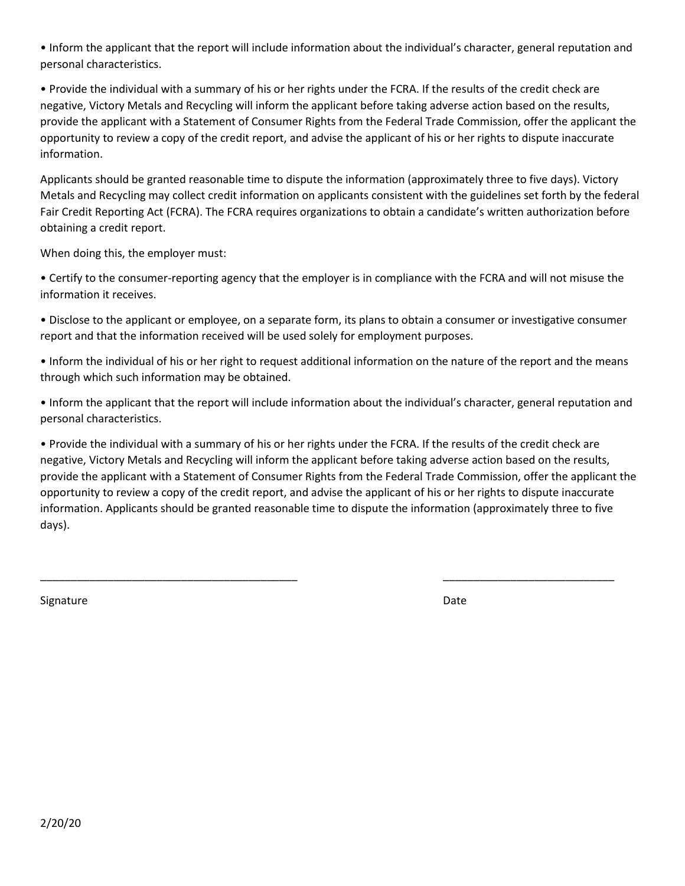- Inform the applicant that the report will include information about the individual's character, general reputation and personal characteristics.
- Provide the individual with a summary of his or her rights under the FCRA. If the results of the credit check are negative, Victory Metals and Recycling will inform the applicant before taking adverse action based on the results, provide the applicant with a Statement of Consumer Rights from the Federal Trade Commission, offer the applicant the opportunity to review a copy of the credit report, and advise the applicant of his or her rights to dispute inaccurate information.

Applicants should be granted reasonable time to dispute the information (approximately three to five days). Victory Metals and Recycling may collect credit information on applicants consistent with the guidelines set forth by the federal Fair Credit Reporting Act (FCRA). The FCRA requires organizations to obtain a candidate's written authorization before obtaining a credit report.

When doing this, the employer must:

- Certify to the consumer-reporting agency that the employer is in compliance with the FCRA and will not misuse the information it receives.
- Disclose to the applicant or employee, on a separate form, its plans to obtain a consumer or investigative consumer report and that the information received will be used solely for employment purposes.
- Inform the individual of his or her right to request additional information on the nature of the report and the means through which such information may be obtained.
- Inform the applicant that the report will include information about the individual's character, general reputation and personal characteristics.
- Provide the individual with a summary of his or her rights under the FCRA. If the results of the credit check are negative, Victory Metals and Recycling will inform the applicant before taking adverse action based on the results, provide the applicant with a Statement of Consumer Rights from the Federal Trade Commission, offer the applicant the opportunity to review a copy of the credit report, and advise the applicant of his or her rights to dispute inaccurate information. Applicants should be granted reasonable time to dispute the information (approximately three to five days).

\_\_\_\_\_\_\_\_\_\_\_\_\_\_\_\_\_\_\_\_\_\_\_\_\_\_\_\_\_\_\_\_\_\_\_\_\_\_\_\_\_\_ \_\_\_\_\_\_\_\_\_\_\_\_\_\_\_\_\_\_\_\_\_\_\_\_\_\_\_\_

Signature Date

2/20/20